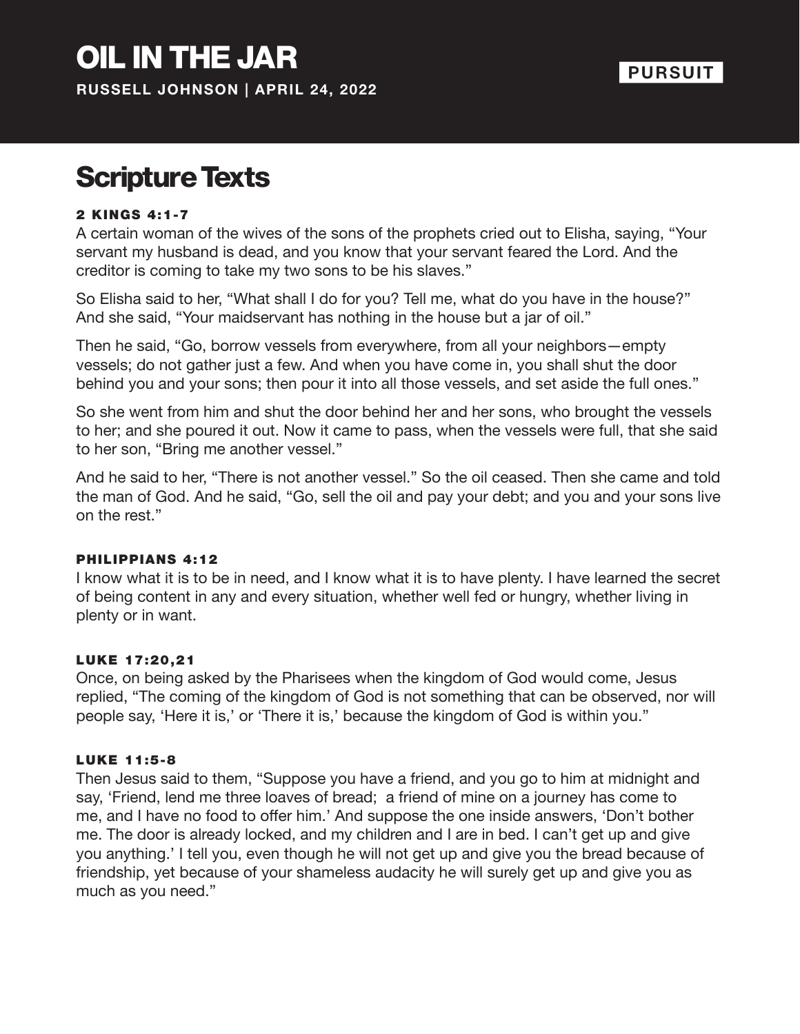# OIL IN THE JAR

**RUSSELL JOHNSON | APRIL 24, 2022**

**PURSUIT**

## Scripture Texts

#### 2 KINGS 4:1-7

A certain woman of the wives of the sons of the prophets cried out to Elisha, saying, “Your servant my husband is dead, and you know that your servant feared the Lord. And the creditor is coming to take my two sons to be his slaves.”

So Elisha said to her, “What shall I do for you? Tell me, what do you have in the house?” And she said, “Your maidservant has nothing in the house but a jar of oil.”

Then he said, “Go, borrow vessels from everywhere, from all your neighbors—empty vessels; do not gather just a few. And when you have come in, you shall shut the door behind you and your sons; then pour it into all those vessels, and set aside the full ones.”

So she went from him and shut the door behind her and her sons, who brought the vessels to her; and she poured it out. Now it came to pass, when the vessels were full, that she said to her son, “Bring me another vessel.”

And he said to her, “There is not another vessel.” So the oil ceased. Then she came and told the man of God. And he said, “Go, sell the oil and pay your debt; and you and your sons live on the rest.”

#### PHILIPPIANS 4:12

I know what it is to be in need, and I know what it is to have plenty. I have learned the secret of being content in any and every situation, whether well fed or hungry, whether living in plenty or in want.

#### LUKE 17:20,21

Once, on being asked by the Pharisees when the kingdom of God would come, Jesus replied, “The coming of the kingdom of God is not something that can be observed, nor will people say, ‘Here it is,’ or ‘There it is,’ because the kingdom of God is within you.”

#### LUKE 11:5-8

Then Jesus said to them, “Suppose you have a friend, and you go to him at midnight and say, ‘Friend, lend me three loaves of bread; a friend of mine on a journey has come to me, and I have no food to offer him.’ And suppose the one inside answers, ‘Don’t bother me. The door is already locked, and my children and I are in bed. I can’t get up and give you anything.’ I tell you, even though he will not get up and give you the bread because of friendship, yet because of your shameless audacity he will surely get up and give you as much as you need.”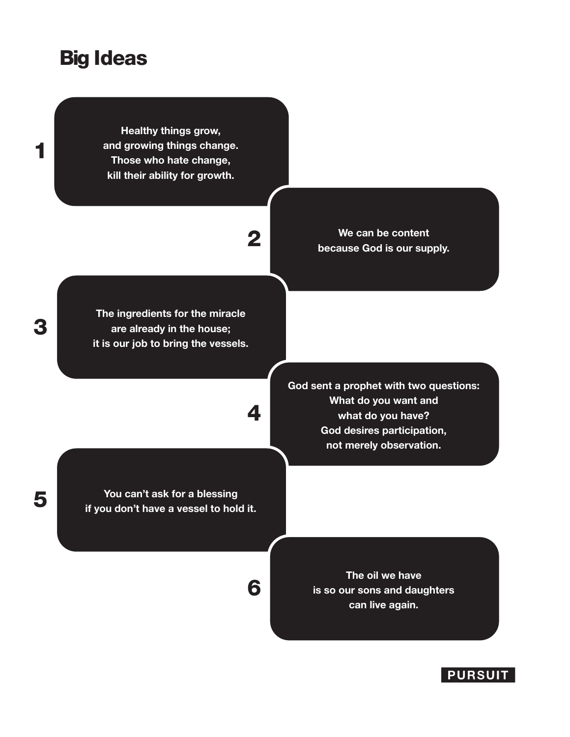# Big Ideas

1. Healthy things grow, and growing things change. Those who hate change, kill their ability for growth.

2. We can be content because God is our supply.

3. The ingredients for the miracle are already in the house; it is our job to bring the vessels.

4. God sent a prophet with two questions: What do you want and what do you have? God desires participation, not merely observation.

5. You can't ask for a blessing if you don't have a vessel to hold it.

6. The oil we have is so our sons and daughters can live again.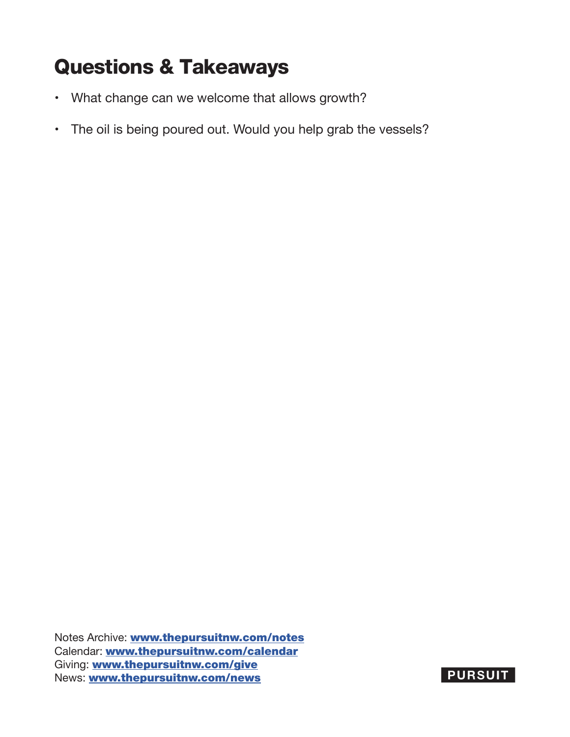## Questions & Takeaways

- What change can we welcome that allows growth?
- The oil is being poured out. Would you help grab the vessels?

Notes Archive: **www.thepursuitnw.com/notes**
Calendar: **www.thepursuitnw.com/calendar**
Giving: **www.thepursuitnw.com/give**
News: **www.thepursuitnw.com/news**

PURSUIT